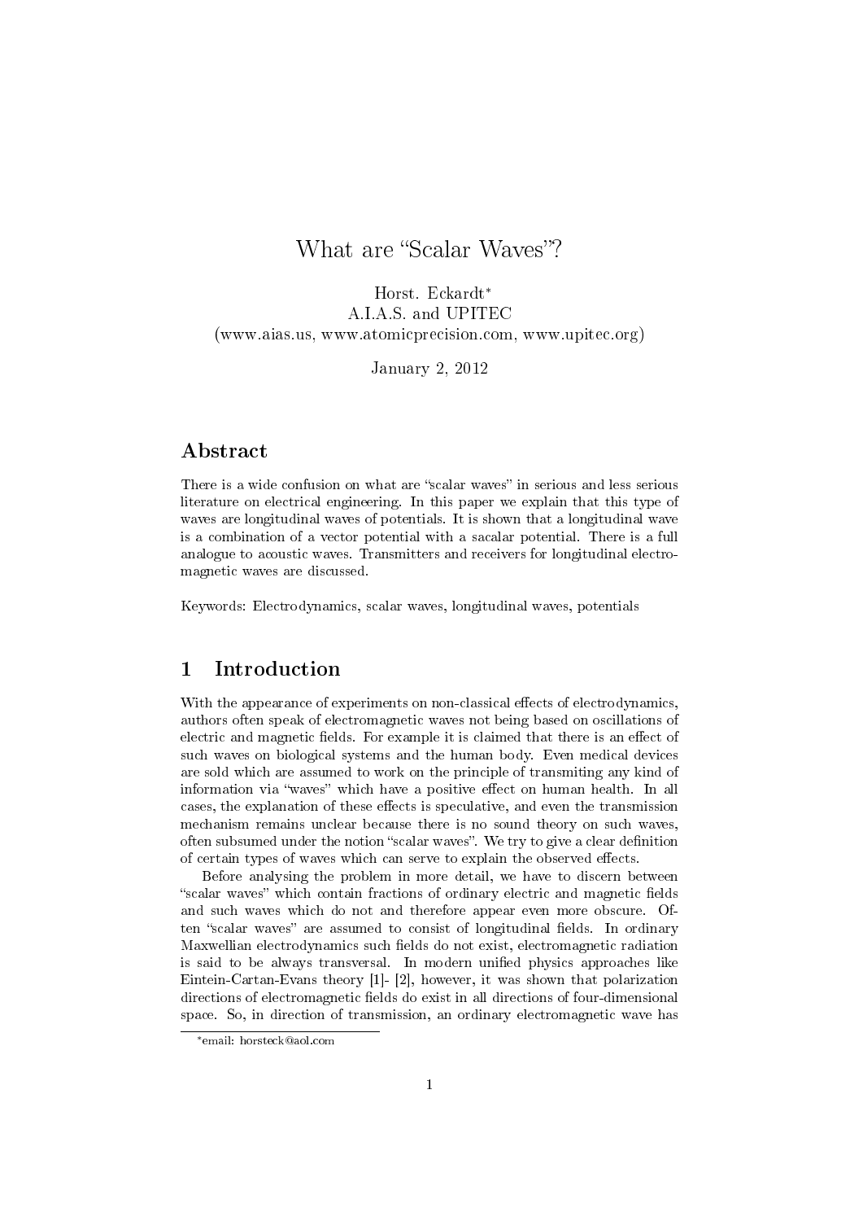# What are "Scalar Waves"?

Horst. Eckardt*
A.I.A.S. and UPITEC
(www.aias.us, www.atomicprecision.com, www.upitec.org)

January 2, 2012

## Abstract

There is a wide confusion on what are "scalar waves" in serious and less serious literature on electrical engineering. In this paper we explain that this type of waves are longitudinal waves of potentials. It is shown that a longitudinal wave is a combination of a vector potential with a sacalar potential. There is a full analogue to acoustic waves. Transmitters and receivers for longitudinal electromagnetic waves are discussed.

Keywords: Electrodynamics, scalar waves, longitudinal waves, potentials

## 1 Introduction

With the appearance of experiments on non-classical effects of electrodynamics, authors often speak of electromagnetic waves not being based on oscillations of electric and magnetic fields. For example it is claimed that there is an effect of such waves on biological systems and the human body. Even medical devices are sold which are assumed to work on the principle of transmiting any kind of information via "waves" which have a positive effect on human health. In all cases, the explanation of these effects is speculative, and even the transmission mechanism remains unclear because there is no sound theory on such waves, often subsumed under the notion "scalar waves". We try to give a clear definition of certain types of waves which can serve to explain the observed effects.

Before analysing the problem in more detail, we have to discern between "scalar waves" which contain fractions of ordinary electric and magnetic fields and such waves which do not and therefore appear even more obscure. Often "scalar waves" are assumed to consist of longitudinal fields. In ordinary Maxwellian electrodynamics such fields do not exist, electromagnetic radiation is said to be always transversal. In modern unified physics approaches like Eintein-Cartan-Evans theory [1]- [2], however, it was shown that polarization directions of electromagnetic fields do exist in all directions of four-dimensional space. So, in direction of transmission, an ordinary electromagnetic wave has

*email: horsteck@aol.com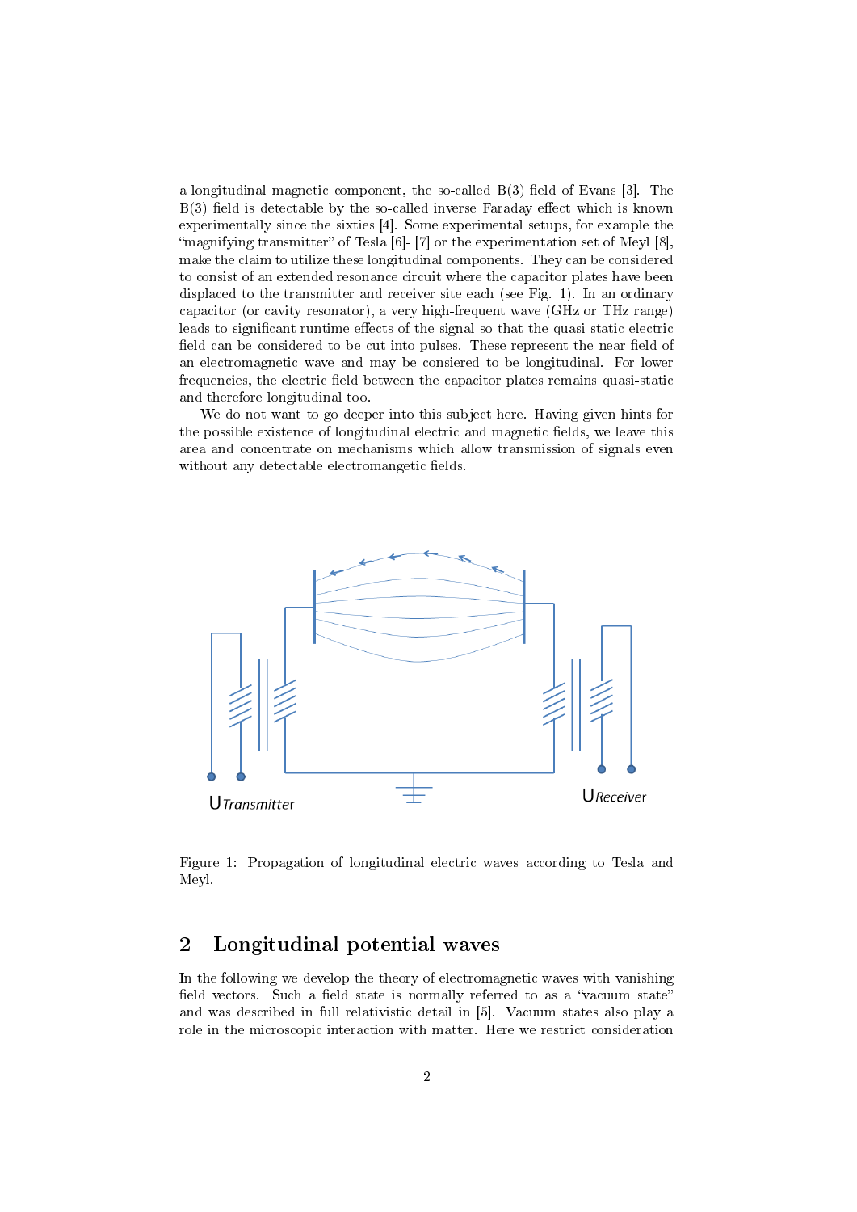a longitudinal magnetic component, the so-called B(3) field of Evans [3]. The B(3) field is detectable by the so-called inverse Faraday effect which is known experimentally since the sixties [4]. Some experimental setups, for example the "magnifying transmitter" of Tesla [6]- [7] or the experimentation set of Meyl [8], make the claim to utilize these longitudinal components. They can be considered to consist of an extended resonance circuit where the capacitor plates have been displaced to the transmitter and receiver site each (see Fig. 1). In an ordinary capacitor (or cavity resonator), a very high-frequent wave (GHz or THz range) leads to significant runtime effects of the signal so that the quasi-static electric field can be considered to be cut into pulses. These represent the near-field of an electromagnetic wave and may be consiered to be longitudinal. For lower frequencies, the electric field between the capacitor plates remains quasi-static and therefore longitudinal too.

We do not want to go deeper into this subject here. Having given hints for the possible existence of longitudinal electric and magnetic fields, we leave this area and concentrate on mechanisms which allow transmission of signals even without any detectable electromangetic fields.

Figure 1: Propagation of longitudinal electric waves according to Tesla and Meyl.

## 2 Longitudinal potential waves

In the following we develop the theory of electromagnetic waves with vanishing field vectors. Such a field state is normally referred to as a "vacuum state" and was described in full relativistic detail in [5]. Vacuum states also play a role in the microscopic interaction with matter. Here we restrict consideration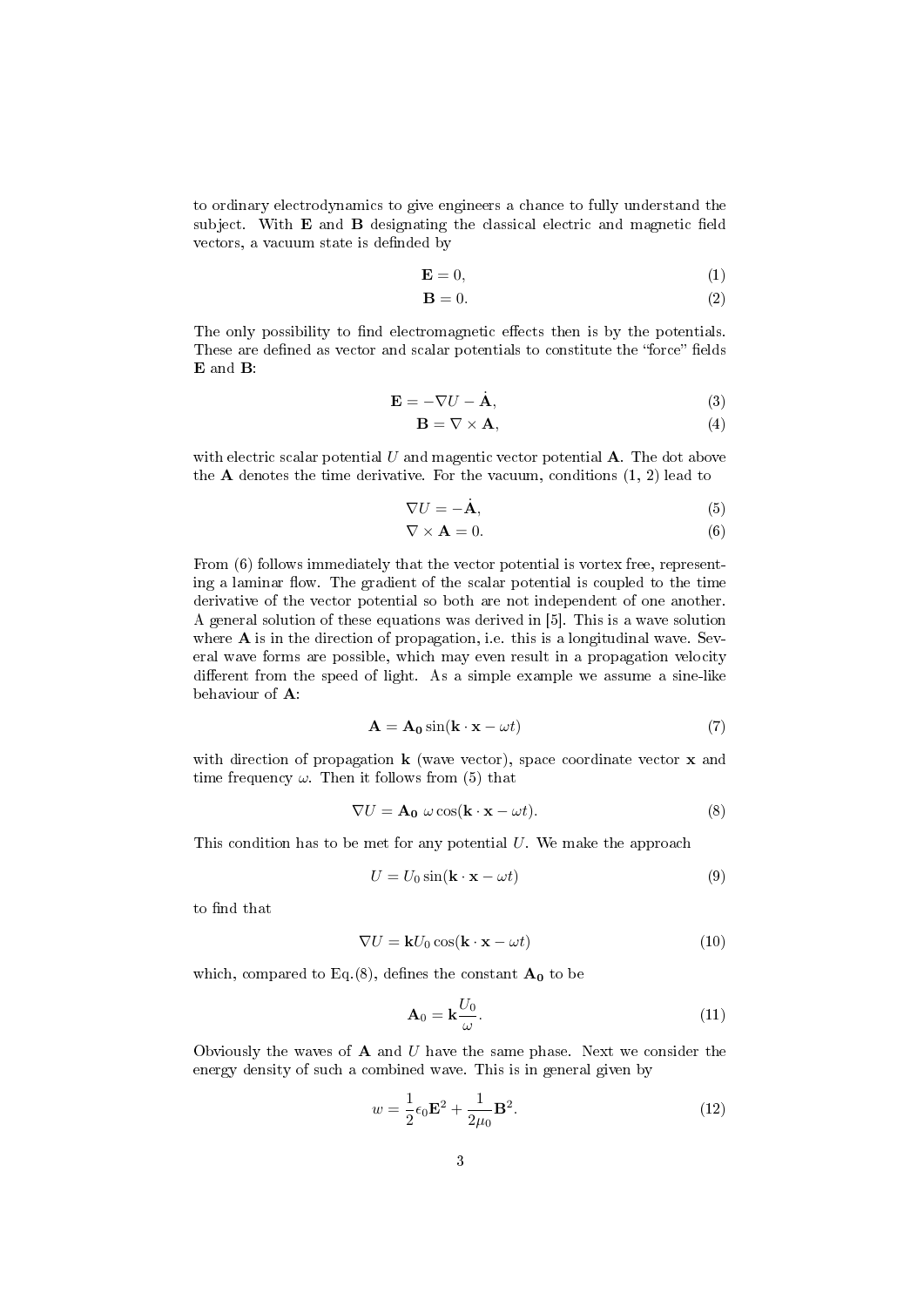to ordinary electrodynamics to give engineers a chance to fully understand the subject. With $\mathbf{E}$ and $\mathbf{B}$ designating the classical electric and magnetic field vectors, a vacuum state is definded by

$$\mathbf{E} = 0, \tag{1}$$

$$\mathbf{B} = 0. \tag{2}$$

The only possibility to find electromagnetic effects then is by the potentials. These are defined as vector and scalar potentials to constitute the "force" fields $\mathbf{E}$ and $\mathbf{B}$:

$$\mathbf{E} = -\nabla U - \dot{\mathbf{A}}, \tag{3}$$

$$\mathbf{B} = \nabla \times \mathbf{A}, \tag{4}$$

with electric scalar potential $U$ and magentic vector potential $\mathbf{A}$. The dot above the $\mathbf{A}$ denotes the time derivative. For the vacuum, conditions (1, 2) lead to

$$\nabla U = -\dot{\mathbf{A}}, \tag{5}$$

$$\nabla \times \mathbf{A} = 0. \tag{6}$$

From (6) follows immediately that the vector potential is vortex free, representing a laminar flow. The gradient of the scalar potential is coupled to the time derivative of the vector potential so both are not independent of one another. A general solution of these equations was derived in [5]. This is a wave solution where $\mathbf{A}$ is in the direction of propagation, i.e. this is a longitudinal wave. Several wave forms are possible, which may even result in a propagation velocity different from the speed of light. As a simple example we assume a sine-like behaviour of $\mathbf{A}$:

$$\mathbf{A} = \mathbf{A_0} \sin(\mathbf{k} \cdot \mathbf{x} - \omega t) \tag{7}$$

with direction of propagation $\mathbf{k}$ (wave vector), space coordinate vector $\mathbf{x}$ and time frequency $\omega$. Then it follows from (5) that

$$\nabla U = \mathbf{A_0}\ \omega \cos(\mathbf{k} \cdot \mathbf{x} - \omega t). \tag{8}$$

This condition has to be met for any potential $U$. We make the approach

$$U = U_0 \sin(\mathbf{k} \cdot \mathbf{x} - \omega t) \tag{9}$$

to find that

$$\nabla U = \mathbf{k} U_0 \cos(\mathbf{k} \cdot \mathbf{x} - \omega t) \tag{10}$$

which, compared to Eq.(8), defines the constant $\mathbf{A_0}$ to be

$$\mathbf{A}_0 = \mathbf{k} \frac{U_0}{\omega}. \tag{11}$$

Obviously the waves of $\mathbf{A}$ and $U$ have the same phase. Next we consider the energy density of such a combined wave. This is in general given by

$$w = \frac{1}{2} \epsilon_0 \mathbf{E}^2 + \frac{1}{2\mu_0} \mathbf{B}^2. \tag{12}$$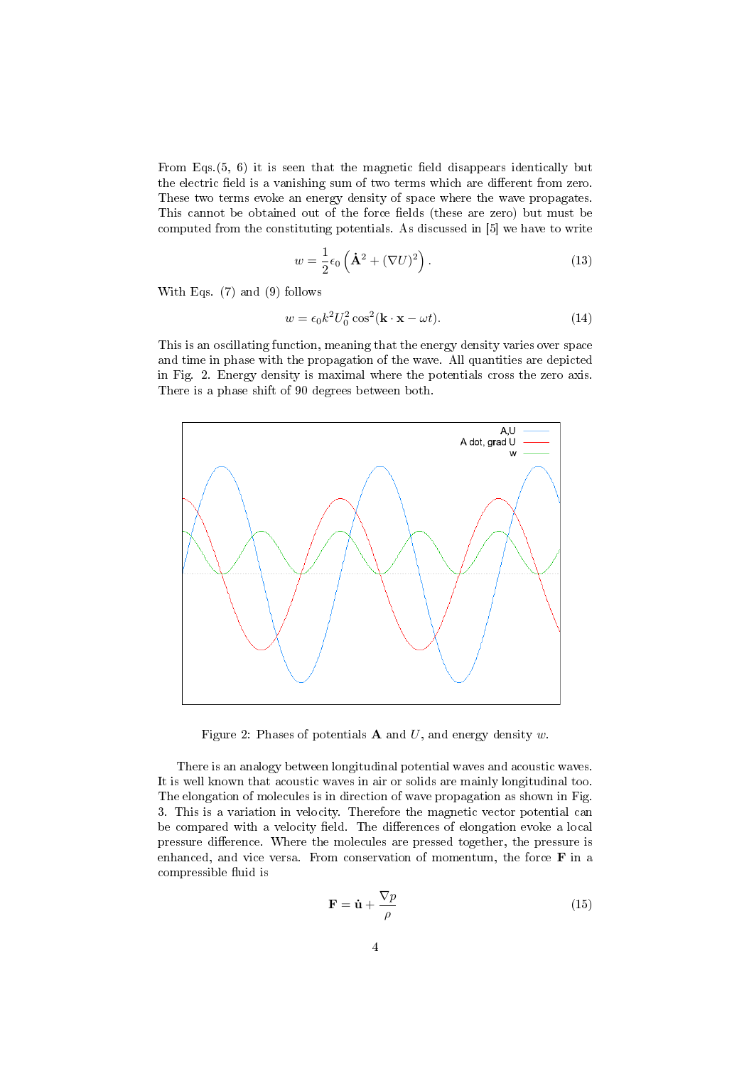From Eqs.(5, 6) it is seen that the magnetic field disappears identically but the electric field is a vanishing sum of two terms which are different from zero. These two terms evoke an energy density of space where the wave propagates. This cannot be obtained out of the force fields (these are zero) but must be computed from the constituting potentials. As discussed in [5] we have to write

$$w = \frac{1}{2}\epsilon_0 \left( \dot{\mathbf{A}}^2 + (\nabla U)^2 \right). \tag{13}$$

With Eqs. (7) and (9) follows

$$w = \epsilon_0 k^2 U_0^2 \cos^2(\mathbf{k} \cdot \mathbf{x} - \omega t). \tag{14}$$

This is an oscillating function, meaning that the energy density varies over space and time in phase with the propagation of the wave. All quantities are depicted in Fig. 2. Energy density is maximal where the potentials cross the zero axis. There is a phase shift of 90 degrees between both.

Figure 2: Phases of potentials $\mathbf{A}$ and $U$, and energy density $w$.

There is an analogy between longitudinal potential waves and acoustic waves. It is well known that acoustic waves in air or solids are mainly longitudinal too. The elongation of molecules is in direction of wave propagation as shown in Fig. 3. This is a variation in velocity. Therefore the magnetic vector potential can be compared with a velocity field. The differences of elongation evoke a local pressure difference. Where the molecules are pressed together, the pressure is enhanced, and vice versa. From conservation of momentum, the force $\mathbf{F}$ in a compressible fluid is

$$\mathbf{F} = \dot{\mathbf{u}} + \frac{\nabla p}{\rho} \tag{15}$$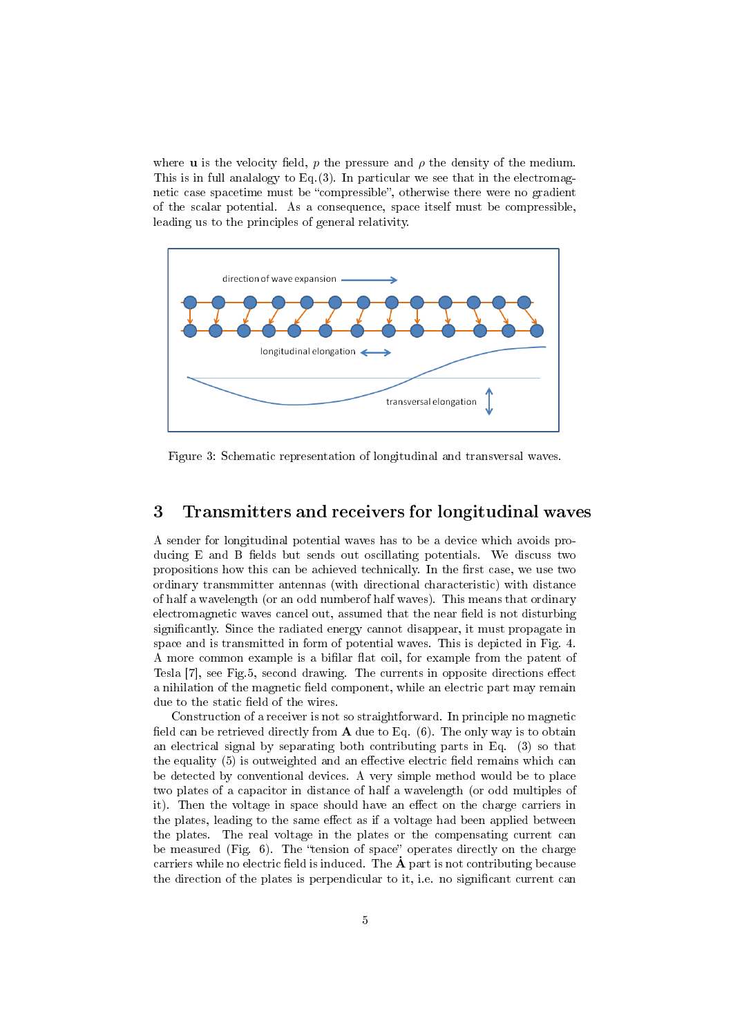where $\mathbf{u}$ is the velocity field, $p$ the pressure and $\rho$ the density of the medium. This is in full analalogy to Eq.(3). In particular we see that in the electromagnetic case spacetime must be "compressible", otherwise there were no gradient of the scalar potential. As a consequence, space itself must be compressible, leading us to the principles of general relativity.

Figure 3: Schematic representation of longitudinal and transversal waves.

## 3 Transmitters and receivers for longitudinal waves

A sender for longitudinal potential waves has to be a device which avoids producing E and B fields but sends out oscillating potentials. We discuss two propositions how this can be achieved technically. In the first case, we use two ordinary transmmitter antennas (with directional characteristic) with distance of half a wavelength (or an odd numberof half waves). This means that ordinary electromagnetic waves cancel out, assumed that the near field is not disturbing significantly. Since the radiated energy cannot disappear, it must propagate in space and is transmitted in form of potential waves. This is depicted in Fig. 4. A more common example is a bifilar flat coil, for example from the patent of Tesla [7], see Fig.5, second drawing. The currents in opposite directions effect a nihilation of the magnetic field component, while an electric part may remain due to the static field of the wires.

Construction of a receiver is not so straightforward. In principle no magnetic field can be retrieved directly from $\mathbf{A}$ due to Eq. (6). The only way is to obtain an electrical signal by separating both contributing parts in Eq. (3) so that the equality (5) is outweighted and an effective electric field remains which can be detected by conventional devices. A very simple method would be to place two plates of a capacitor in distance of half a wavelength (or odd multiples of it). Then the voltage in space should have an effect on the charge carriers in the plates, leading to the same effect as if a voltage had been applied between the plates. The real voltage in the plates or the compensating current can be measured (Fig. 6). The "tension of space" operates directly on the charge carriers while no electric field is induced. The $\dot{\mathbf{A}}$ part is not contributing because the direction of the plates is perpendicular to it, i.e. no significant current can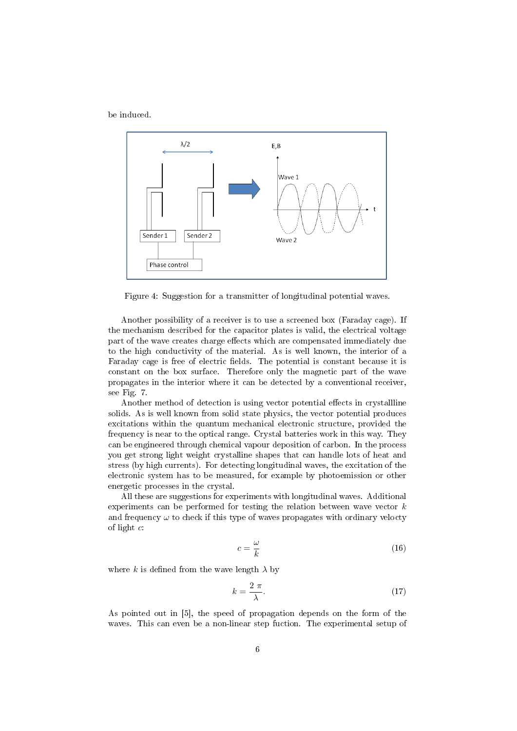be induced.

Figure 4: Suggestion for a transmitter of longitudinal potential waves.

Another possibility of a receiver is to use a screened box (Faraday cage). If the mechanism described for the capacitor plates is valid, the electrical voltage part of the wave creates charge effects which are compensated immediately due to the high conductivity of the material. As is well known, the interior of a Faraday cage is free of electric fields. The potential is constant because it is constant on the box surface. Therefore only the magnetic part of the wave propagates in the interior where it can be detected by a conventional receiver, see Fig. 7.

Another method of detection is using vector potential effects in crystallline solids. As is well known from solid state physics, the vector potential produces excitations within the quantum mechanical electronic structure, provided the frequency is near to the optical range. Crystal batteries work in this way. They can be engineered through chemical vapour deposition of carbon. In the process you get strong light weight crystalline shapes that can handle lots of heat and stress (by high currents). For detecting longitudinal waves, the excitation of the electronic system has to be measured, for example by photoemission or other energetic processes in the crystal.

All these are suggestions for experiments with longitudinal waves. Additional experiments can be performed for testing the relation between wave vector $k$ and frequency $\omega$ to check if this type of waves propagates with ordinary velocty of light $c$:

$$c = \frac{\omega}{k} \tag{16}$$

where $k$ is defined from the wave length $\lambda$ by

$$k = \frac{2\,\pi}{\lambda}. \tag{17}$$

As pointed out in [5], the speed of propagation depends on the form of the waves. This can even be a non-linear step fuction. The experimental setup of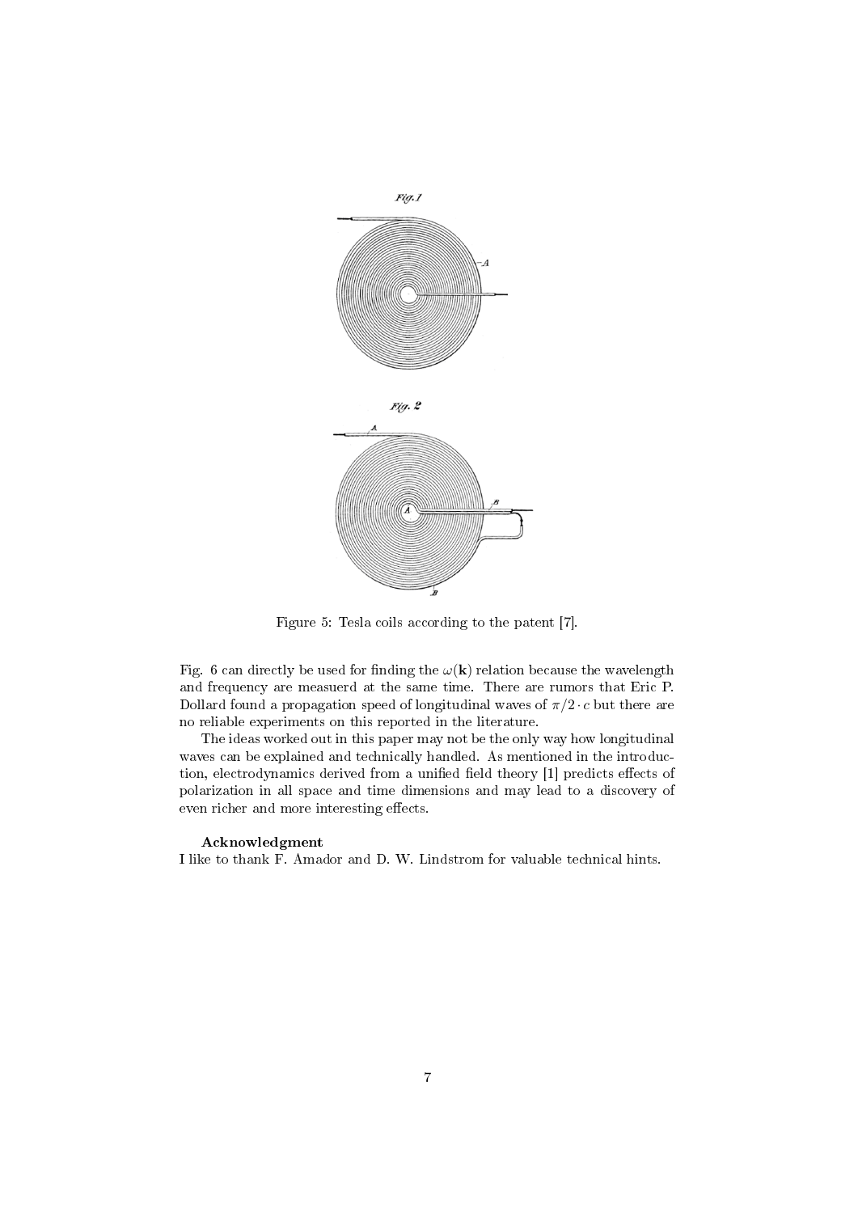Figure 5: Tesla coils according to the patent [7].

Fig. 6 can directly be used for finding the $\omega(\mathbf{k})$ relation because the wavelength and frequency are measuerd at the same time. There are rumors that Eric P. Dollard found a propagation speed of longitudinal waves of $\pi/2 \cdot c$ but there are no reliable experiments on this reported in the literature.

The ideas worked out in this paper may not be the only way how longitudinal waves can be explained and technically handled. As mentioned in the introduction, electrodynamics derived from a unified field theory [1] predicts effects of polarization in all space and time dimensions and may lead to a discovery of even richer and more interesting effects.

**Acknowledgment**

I like to thank F. Amador and D. W. Lindstrom for valuable technical hints.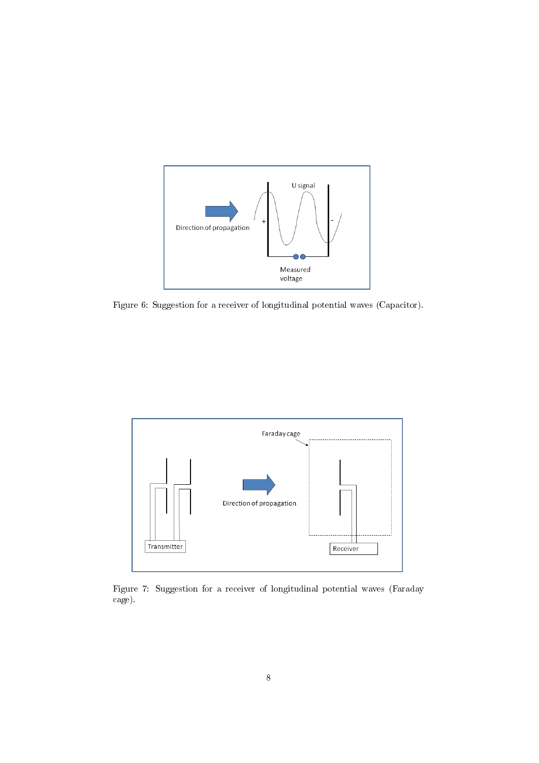Figure 6: Suggestion for a receiver of longitudinal potential waves (Capacitor).

Figure 7: Suggestion for a receiver of longitudinal potential waves (Faraday cage).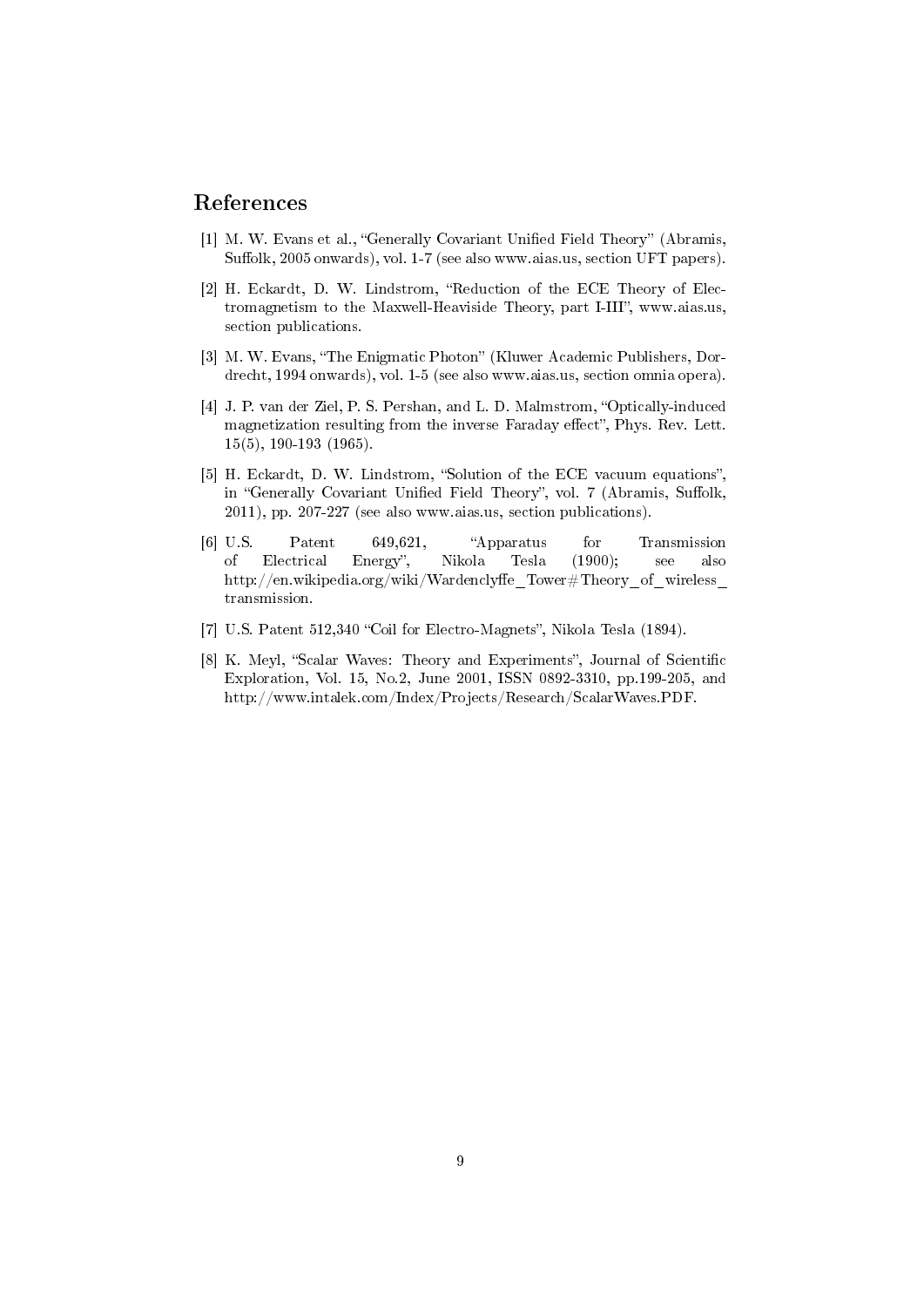## References

[1] M. W. Evans et al., "Generally Covariant Unified Field Theory" (Abramis, Suffolk, 2005 onwards), vol. 1-7 (see also www.aias.us, section UFT papers).

[2] H. Eckardt, D. W. Lindstrom, "Reduction of the ECE Theory of Electromagnetism to the Maxwell-Heaviside Theory, part I-III", www.aias.us, section publications.

[3] M. W. Evans, "The Enigmatic Photon" (Kluwer Academic Publishers, Dordrecht, 1994 onwards), vol. 1-5 (see also www.aias.us, section omnia opera).

[4] J. P. van der Ziel, P. S. Pershan, and L. D. Malmstrom, "Optically-induced magnetization resulting from the inverse Faraday effect", Phys. Rev. Lett. 15(5), 190-193 (1965).

[5] H. Eckardt, D. W. Lindstrom, "Solution of the ECE vacuum equations", in "Generally Covariant Unified Field Theory", vol. 7 (Abramis, Suffolk, 2011), pp. 207-227 (see also www.aias.us, section publications).

[6] U.S. Patent 649,621, "Apparatus for Transmission of Electrical Energy", Nikola Tesla (1900); see also http://en.wikipedia.org/wiki/Wardenclyffe_Tower#Theory_of_wireless_transmission.

[7] U.S. Patent 512,340 "Coil for Electro-Magnets", Nikola Tesla (1894).

[8] K. Meyl, "Scalar Waves: Theory and Experiments", Journal of Scientific Exploration, Vol. 15, No.2, June 2001, ISSN 0892-3310, pp.199-205, and http://www.intalek.com/Index/Projects/Research/ScalarWaves.PDF.